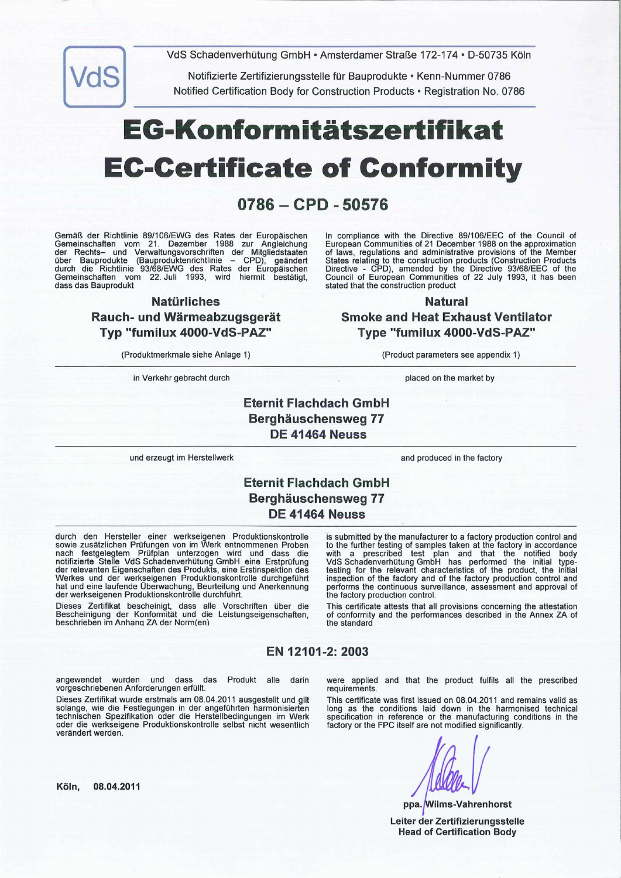VdS

VdS Schadenverhütung GmbH • Amsterdamer Straße 172-174 • D-50735 Köln

Notifizierte Zertifizierungsstelle für Bauprodukte • Kenn-Nummer 0786
Notified Certification Body for Construction Products • Registration No. 0786

# EG-Konformitätszertifikat
# EC-Certificate of Conformity

## 0786 – CPD - 50576

Gemäß der Richtlinie 89/106/EWG des Rates der Europäischen Gemeinschaften vom 21. Dezember 1988 zur Angleichung der Rechts- und Verwaltungsvorschriften der Mitgliedstaaten über Bauprodukte (Bauproduktenrichtlinie – CPD), geändert durch die Richtlinie 93/68/EWG des Rates der Europäischen Gemeinschaften vom 22. Juli 1993, wird hiermit bestätigt, dass das Bauprodukt

In compliance with the Directive 89/106/EEC of the Council of European Communities of 21 December 1988 on the approximation of laws, regulations and administrative provisions of the Member States relating to the construction products (Construction Products Directive - CPD), amended by the Directive 93/68/EEC of the Council of European Communities of 22 July 1993, it has been stated that the construction product

**Natürliches
Rauch- und Wärmeabzugsgerät
Typ "fumilux 4000-VdS-PAZ"**

(Produktmerkmale siehe Anlage 1)

**Natural
Smoke and Heat Exhaust Ventilator
Type "fumilux 4000-VdS-PAZ"**

(Product parameters see appendix 1)

in Verkehr gebracht durch / placed on the market by

**Eternit Flachdach GmbH
Berghäuschensweg 77
DE 41464 Neuss**

und erzeugt im Herstellwerk / and produced in the factory

**Eternit Flachdach GmbH
Berghäuschensweg 77
DE 41464 Neuss**

durch den Hersteller einer werkseigenen Produktionskontrolle sowie zusätzlichen Prüfungen von im Werk entnommenen Proben nach festgelegtem Prüfplan unterzogen wird und dass die notifizierte Stelle VdS Schadenverhütung GmbH eine Erstprüfung der relevanten Eigenschaften des Produkts, eine Erstinspektion des Werkes und der werkseigenen Produktionskontrolle durchgeführt hat und eine laufende Überwachung, Beurteilung und Anerkennung der werkseigenen Produktionskontrolle durchführt.

Dieses Zertifikat bescheinigt, dass alle Vorschriften über die Bescheinigung der Konformität und die Leistungseigenschaften, beschrieben im Anhang ZA der Norm(en)

is submitted by the manufacturer to a factory production control and to the further testing of samples taken at the factory in accordance with a prescribed test plan and that the notified body VdS Schadenverhütung GmbH has performed the initial type-testing for the relevant characteristics of the product, the initial inspection of the factory and of the factory production control and performs the continuous surveillance, assessment and approval of the factory production control.

This certificate attests that all provisions concerning the attestation of conformity and the performances described in the Annex ZA of the standard

**EN 12101-2: 2003**

angewendet wurden und dass das Produkt alle darin vorgeschriebenen Anforderungen erfüllt.

Dieses Zertifikat wurde erstmals am 08.04.2011 ausgestellt und gilt solange, wie die Festlegungen in der angeführten harmonisierten technischen Spezifikation oder die Herstellbedingungen im Werk oder die werkseigene Produktionskontrolle selbst nicht wesentlich verändert werden.

were applied and that the product fulfils all the prescribed requirements.

This certificate was first issued on 08.04.2011 and remains valid as long as the conditions laid down in the harmonised technical specification in reference or the manufacturing conditions in the factory or the FPC itself are not modified significantly.

**Köln, 08.04.2011**

**ppa. Wilms-Vahrenhorst**

**Leiter der Zertifizierungsstelle
Head of Certification Body**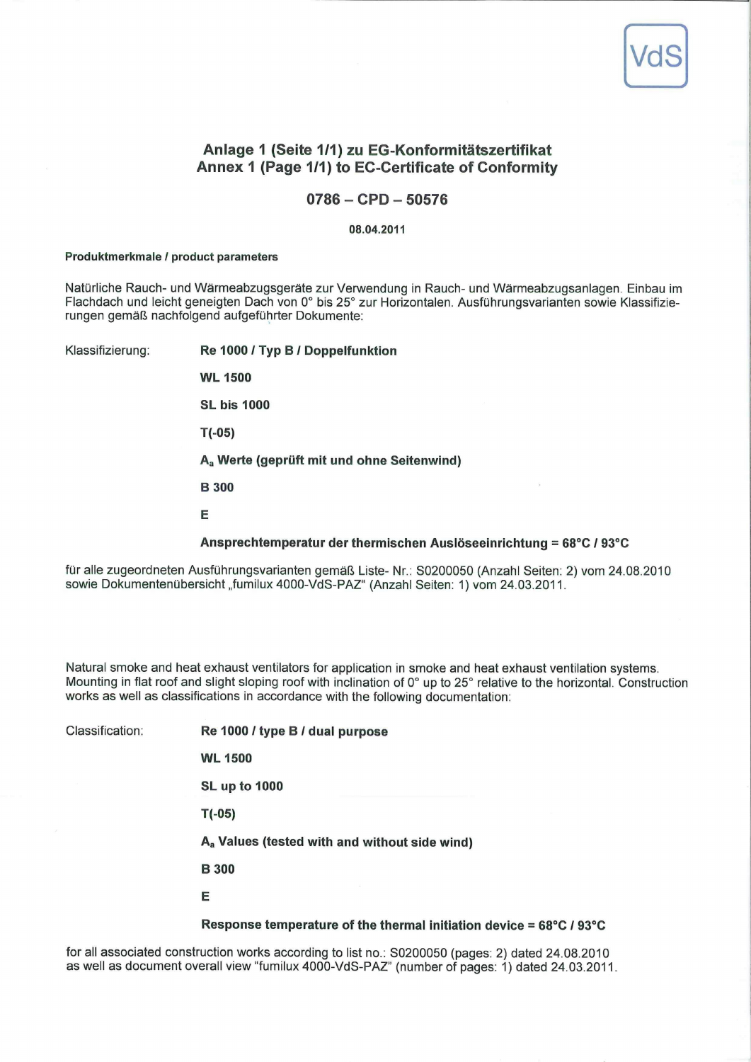VdS

## Anlage 1 (Seite 1/1) zu EG-Konformitätszertifikat
## Annex 1 (Page 1/1) to EC-Certificate of Conformity

### 0786 – CPD – 50576

**08.04.2011**

**Produktmerkmale / product parameters**

Natürliche Rauch- und Wärmeabzugsgeräte zur Verwendung in Rauch- und Wärmeabzugsanlagen. Einbau im Flachdach und leicht geneigten Dach von 0° bis 25° zur Horizontalen. Ausführungsvarianten sowie Klassifizierungen gemäß nachfolgend aufgeführter Dokumente:

Klassifizierung:

**Re 1000 / Typ B / Doppelfunktion**

**WL 1500**

**SL bis 1000**

**T(-05)**

**$A_a$ Werte (geprüft mit und ohne Seitenwind)**

**B 300**

**E**

**Ansprechtemperatur der thermischen Auslöseeinrichtung = 68°C / 93°C**

für alle zugeordneten Ausführungsvarianten gemäß Liste- Nr.: S0200050 (Anzahl Seiten: 2) vom 24.08.2010 sowie Dokumentenübersicht „fumilux 4000-VdS-PAZ" (Anzahl Seiten: 1) vom 24.03.2011.

Natural smoke and heat exhaust ventilators for application in smoke and heat exhaust ventilation systems. Mounting in flat roof and slight sloping roof with inclination of 0° up to 25° relative to the horizontal. Construction works as well as classifications in accordance with the following documentation:

Classification:

**Re 1000 / type B / dual purpose**

**WL 1500**

**SL up to 1000**

**T(-05)**

**$A_a$ Values (tested with and without side wind)**

**B 300**

**E**

**Response temperature of the thermal initiation device = 68°C / 93°C**

for all associated construction works according to list no.: S0200050 (pages: 2) dated 24.08.2010 as well as document overall view "fumilux 4000-VdS-PAZ" (number of pages: 1) dated 24.03.2011.